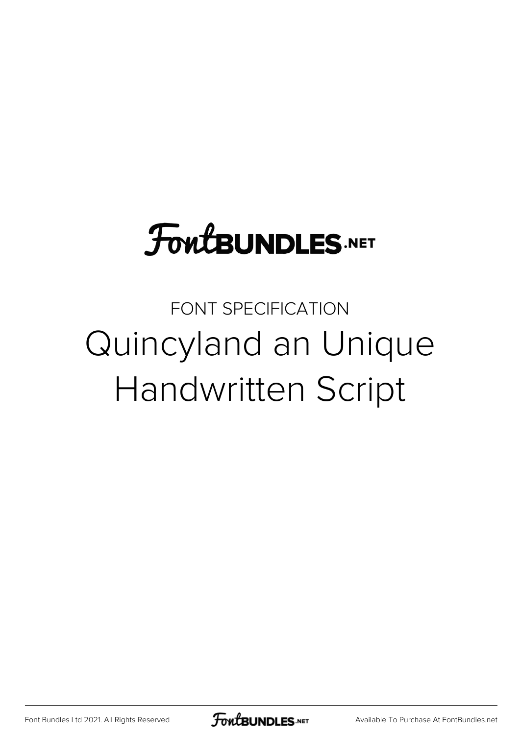FontBUNDLES.NET

FONT SPECIFICATION

# Quincyland an Unique Handwritten Script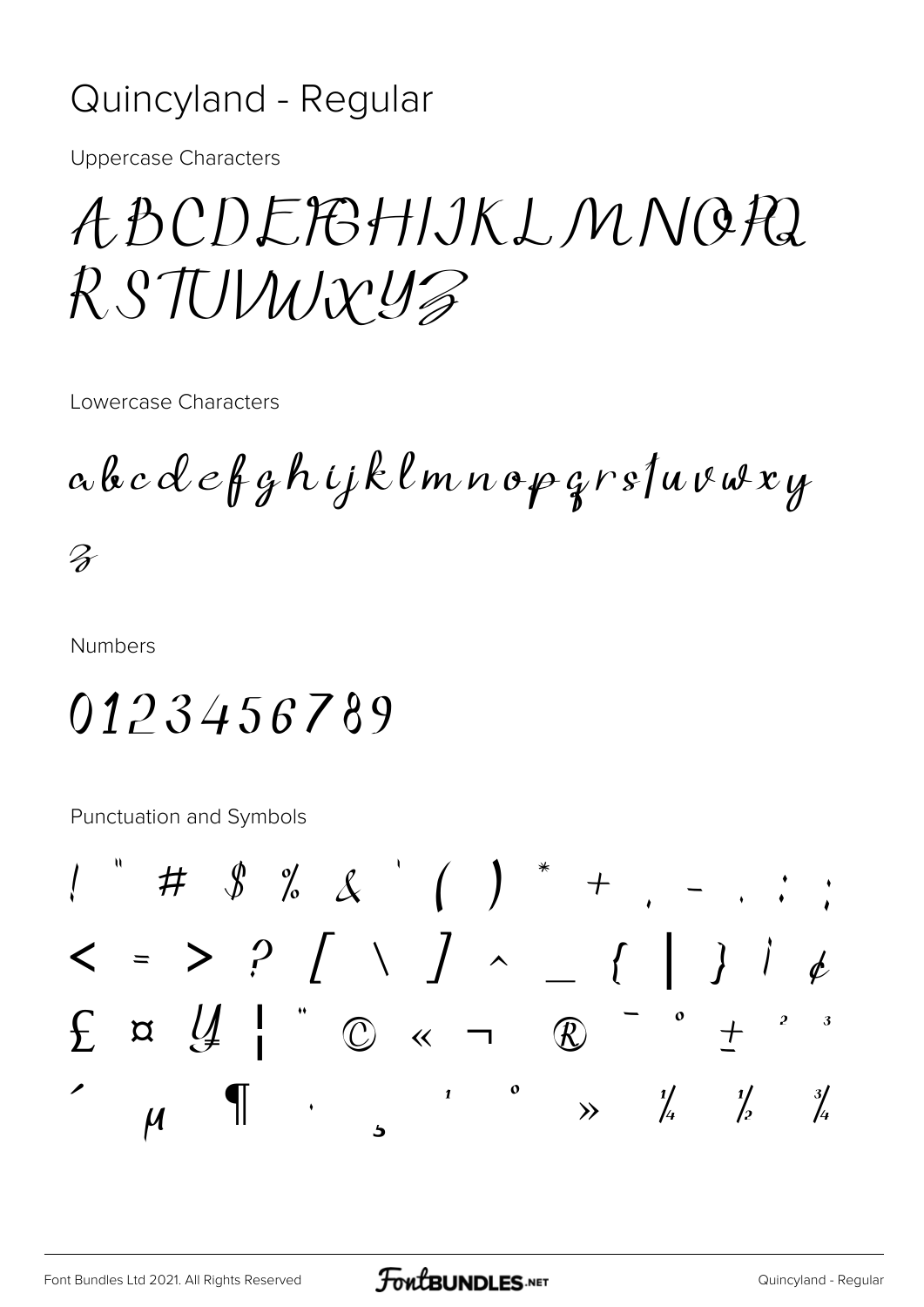# Quincyland - Regular

Uppercase Characters

ABCDEFGHIJKLMNOPQ RSTUVWXYZ

Lowercase Characters

abcdefghijklmnopqrstuvwxy z

Numbers

0123456789

Punctuation and Symbols

! " # $ % & ' ( ) * + , - . : ;
< = > ? [ \ ] ^ _ { | } ¡ ¢
£ ¤ ¥ ¦ ¨ © « ¬ ® ¯ ° ± ² ³
´ µ ¶ · ¸ ¹ º » ¼ ½ ¾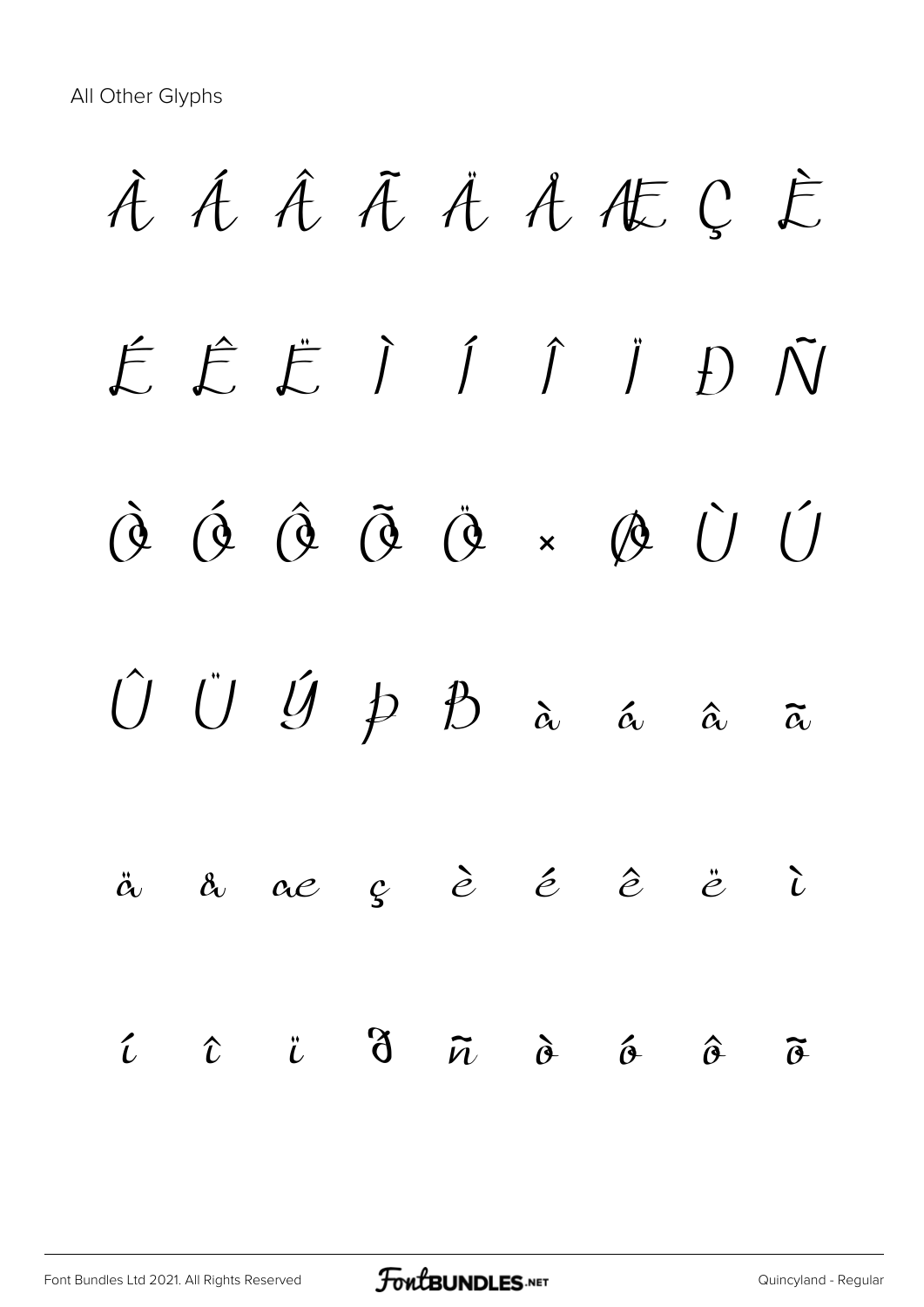All Other Glyphs

À Á Â Ã Ä Å Æ Ç È

É Ê Ë Ì Í Î Ï Ð Ñ

Ò Ó Ô Õ Ö × Ø Ù Ú

Û Ü Ý Þ ß à á â ã

ä å æ ç è é ê ë ì

í î ï ð ñ ò ó ô õ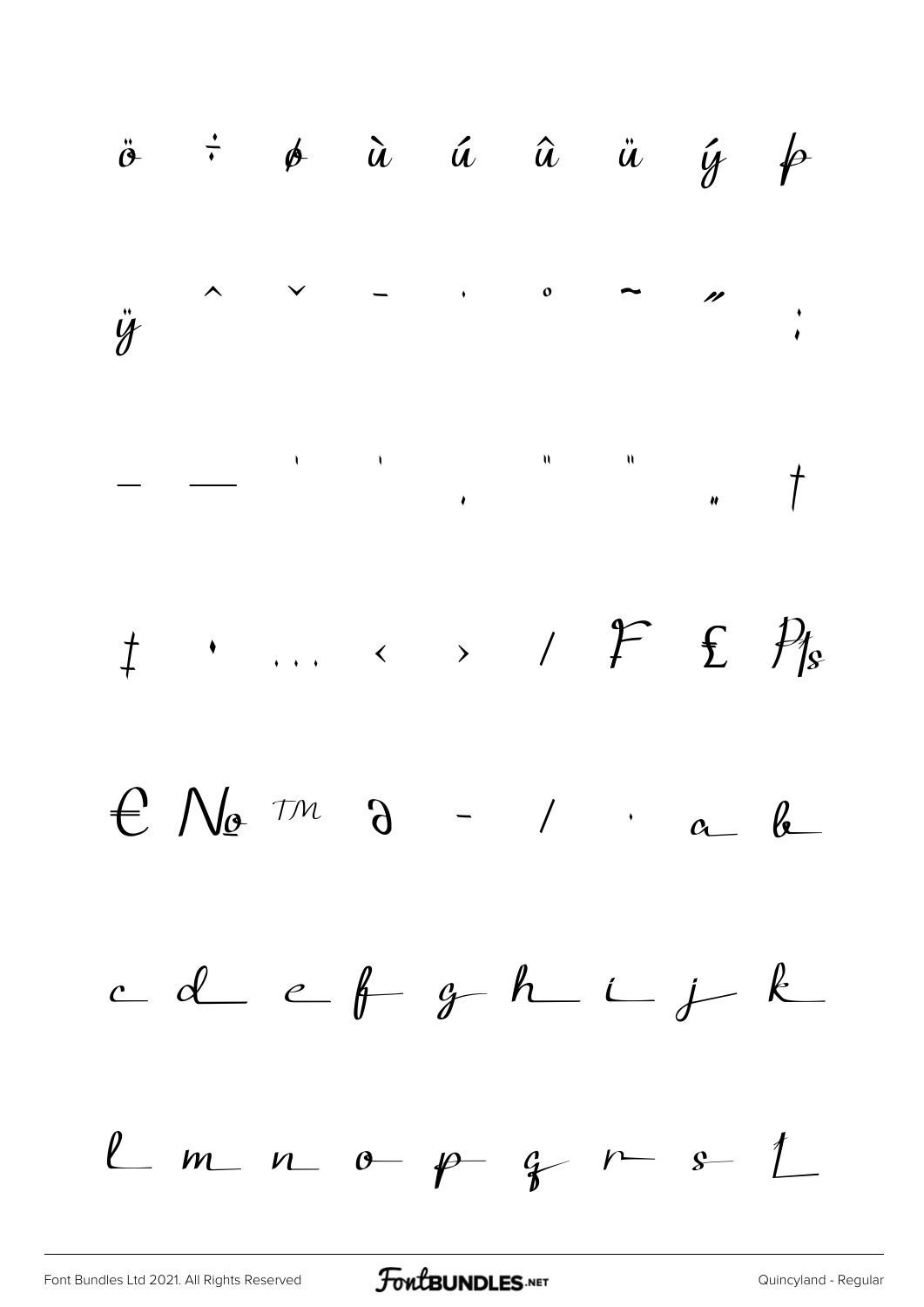ö ÷ ø ù ú û ü ý þ

ÿ ˆ ˇ ¯ ˙ ˚ ˜ ˝ ;

– — ' ' ‚ " " „ †

‡ • … ‹ › ⁄ ₣ ₤ ₧

€ № ™ ∂ − ∕ · a b

c d e f g h i j k

l m n o p q r s t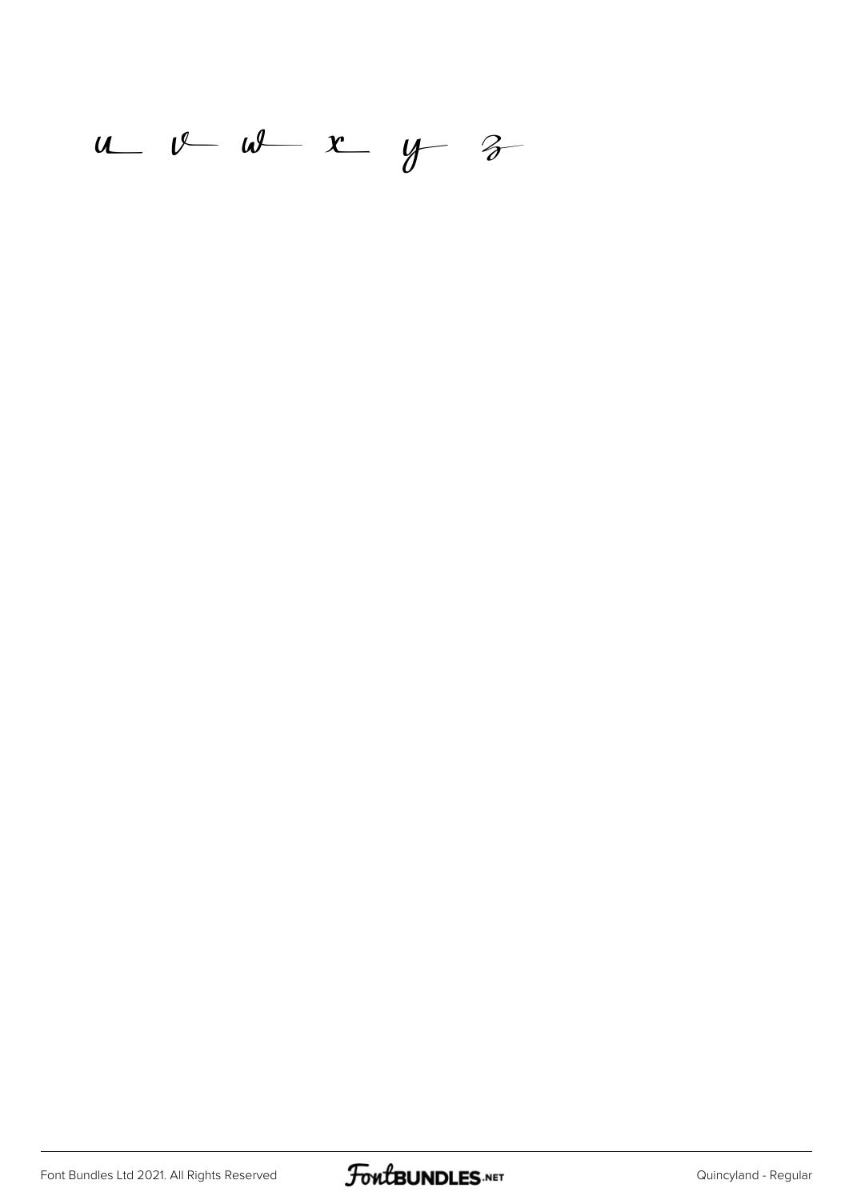u v w x y z